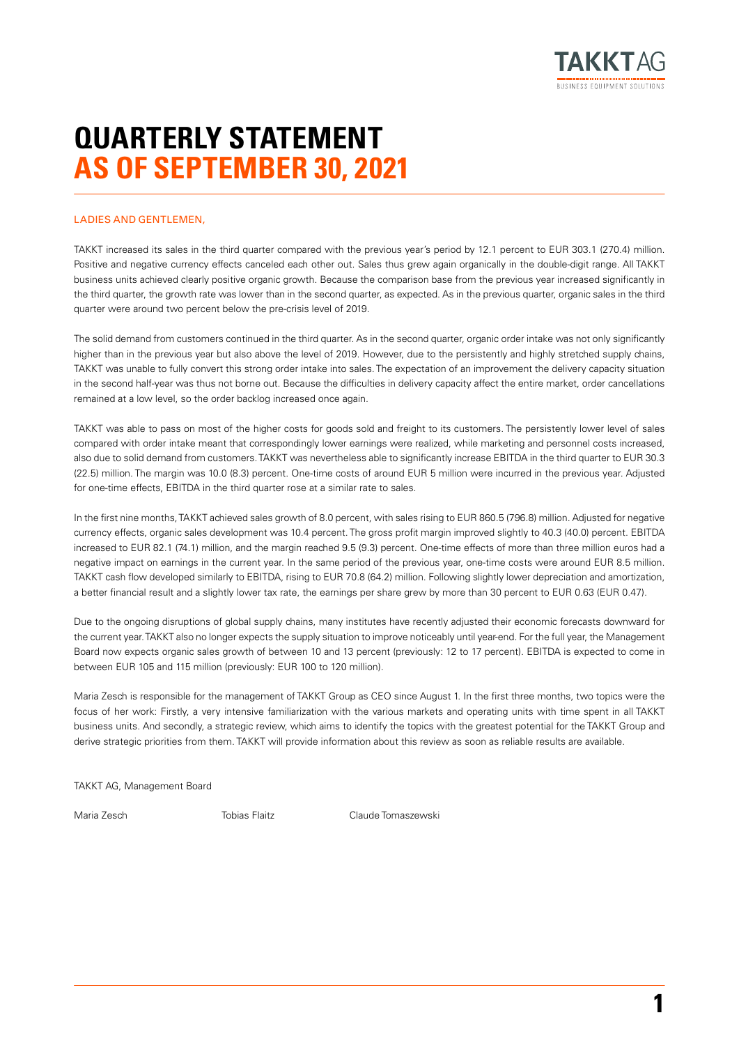# QUARTERLY STATEMENT AS OF SEPTEMBER 30, 2021

LADIES AND GENTLEMEN,

TAKKT increased its sales in the third quarter compared with the previous year's period by 12.1 percent to EUR 303.1 (270.4) million. Positive and negative currency effects canceled each other out. Sales thus grew again organically in the double-digit range. All TAKKT business units achieved clearly positive organic growth. Because the comparison base from the previous year increased significantly in the third quarter, the growth rate was lower than in the second quarter, as expected. As in the previous quarter, organic sales in the third quarter were around two percent below the pre-crisis level of 2019.

The solid demand from customers continued in the third quarter. As in the second quarter, organic order intake was not only significantly higher than in the previous year but also above the level of 2019. However, due to the persistently and highly stretched supply chains, TAKKT was unable to fully convert this strong order intake into sales. The expectation of an improvement the delivery capacity situation in the second half-year was thus not borne out. Because the difficulties in delivery capacity affect the entire market, order cancellations remained at a low level, so the order backlog increased once again.

TAKKT was able to pass on most of the higher costs for goods sold and freight to its customers. The persistently lower level of sales compared with order intake meant that correspondingly lower earnings were realized, while marketing and personnel costs increased, also due to solid demand from customers. TAKKT was nevertheless able to significantly increase EBITDA in the third quarter to EUR 30.3 (22.5) million. The margin was 10.0 (8.3) percent. One-time costs of around EUR 5 million were incurred in the previous year. Adjusted for one-time effects, EBITDA in the third quarter rose at a similar rate to sales.

In the first nine months, TAKKT achieved sales growth of 8.0 percent, with sales rising to EUR 860.5 (796.8) million. Adjusted for negative currency effects, organic sales development was 10.4 percent. The gross profit margin improved slightly to 40.3 (40.0) percent. EBITDA increased to EUR 82.1 (74.1) million, and the margin reached 9.5 (9.3) percent. One-time effects of more than three million euros had a negative impact on earnings in the current year. In the same period of the previous year, one-time costs were around EUR 8.5 million. TAKKT cash flow developed similarly to EBITDA, rising to EUR 70.8 (64.2) million. Following slightly lower depreciation and amortization, a better financial result and a slightly lower tax rate, the earnings per share grew by more than 30 percent to EUR 0.63 (EUR 0.47).

Due to the ongoing disruptions of global supply chains, many institutes have recently adjusted their economic forecasts downward for the current year. TAKKT also no longer expects the supply situation to improve noticeably until year-end. For the full year, the Management Board now expects organic sales growth of between 10 and 13 percent (previously: 12 to 17 percent). EBITDA is expected to come in between EUR 105 and 115 million (previously: EUR 100 to 120 million).

Maria Zesch is responsible for the management of TAKKT Group as CEO since August 1. In the first three months, two topics were the focus of her work: Firstly, a very intensive familiarization with the various markets and operating units with time spent in all TAKKT business units. And secondly, a strategic review, which aims to identify the topics with the greatest potential for the TAKKT Group and derive strategic priorities from them. TAKKT will provide information about this review as soon as reliable results are available.

TAKKT AG, Management Board

Maria Zesch    Tobias Flaitz    Claude Tomaszewski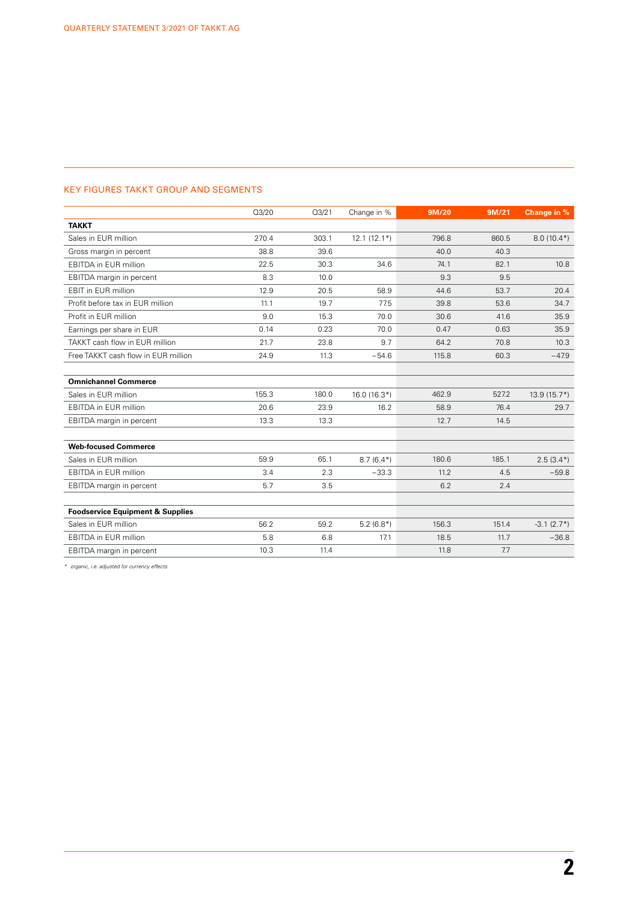## KEY FIGURES TAKKT GROUP AND SEGMENTS

| | Q3/20 | Q3/21 | Change in % | 9M/20 | 9M/21 | Change in % |
|---|---|---|---|---|---|---|
| **TAKKT** | | | | | | |
| Sales in EUR million | 270.4 | 303.1 | 12.1 (12.1*) | 796.8 | 860.5 | 8.0 (10.4*) |
| Gross margin in percent | 38.8 | 39.6 | | 40.0 | 40.3 | |
| EBITDA in EUR million | 22.5 | 30.3 | 34.6 | 74.1 | 82.1 | 10.8 |
| EBITDA margin in percent | 8.3 | 10.0 | | 9.3 | 9.5 | |
| EBIT in EUR million | 12.9 | 20.5 | 58.9 | 44.6 | 53.7 | 20.4 |
| Profit before tax in EUR million | 11.1 | 19.7 | 77.5 | 39.8 | 53.6 | 34.7 |
| Profit in EUR million | 9.0 | 15.3 | 70.0 | 30.6 | 41.6 | 35.9 |
| Earnings per share in EUR | 0.14 | 0.23 | 70.0 | 0.47 | 0.63 | 35.9 |
| TAKKT cash flow in EUR million | 21.7 | 23.8 | 9.7 | 64.2 | 70.8 | 10.3 |
| Free TAKKT cash flow in EUR million | 24.9 | 11.3 | −54.6 | 115.8 | 60.3 | −47.9 |
| | | | | | | |
| **Omnichannel Commerce** | | | | | | |
| Sales in EUR million | 155.3 | 180.0 | 16.0 (16.3*) | 462.9 | 527.2 | 13.9 (15.7*) |
| EBITDA in EUR million | 20.6 | 23.9 | 16.2 | 58.9 | 76.4 | 29.7 |
| EBITDA margin in percent | 13.3 | 13.3 | | 12.7 | 14.5 | |
| | | | | | | |
| **Web-focused Commerce** | | | | | | |
| Sales in EUR million | 59.9 | 65.1 | 8.7 (6.4*) | 180.6 | 185.1 | 2.5 (3.4*) |
| EBITDA in EUR million | 3.4 | 2.3 | −33.3 | 11.2 | 4.5 | −59.8 |
| EBITDA margin in percent | 5.7 | 3.5 | | 6.2 | 2.4 | |
| | | | | | | |
| **Foodservice Equipment & Supplies** | | | | | | |
| Sales in EUR million | 56.2 | 59.2 | 5.2 (6.8*) | 156.3 | 151.4 | -3.1 (2.7*) |
| EBITDA in EUR million | 5.8 | 6.8 | 17.1 | 18.5 | 11.7 | −36.8 |
| EBITDA margin in percent | 10.3 | 11.4 | | 11.8 | 7.7 | |

*\* organic, i.e. adjusted for currency effects*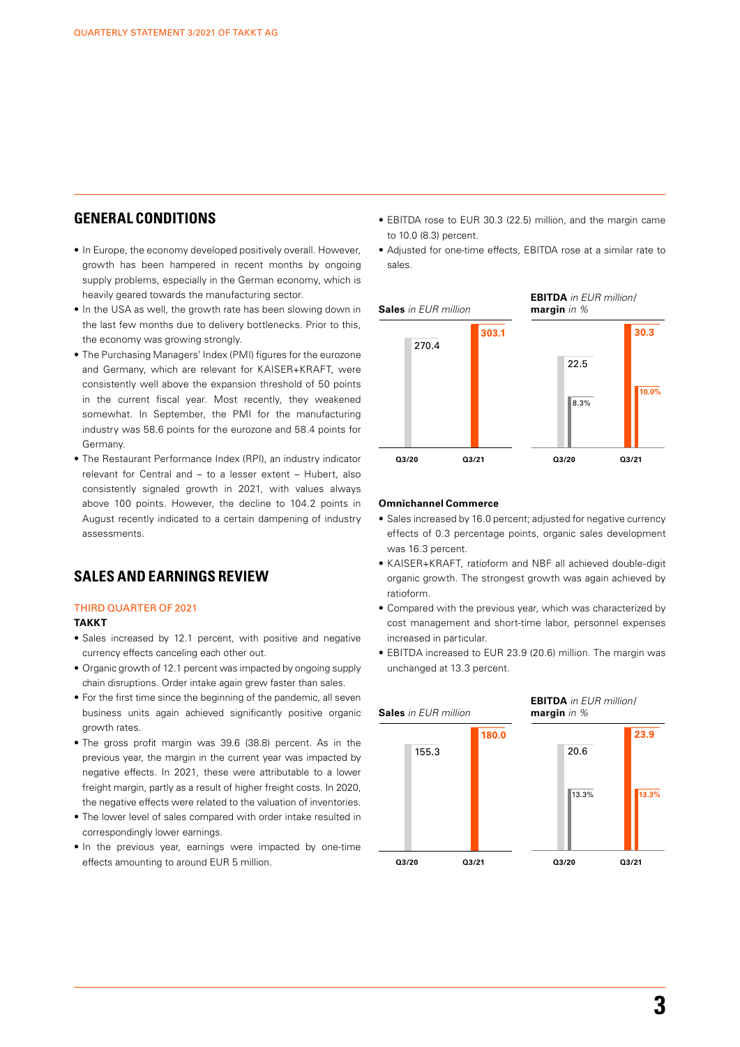## GENERAL CONDITIONS

- In Europe, the economy developed positively overall. However, growth has been hampered in recent months by ongoing supply problems, especially in the German economy, which is heavily geared towards the manufacturing sector.
- In the USA as well, the growth rate has been slowing down in the last few months due to delivery bottlenecks. Prior to this, the economy was growing strongly.
- The Purchasing Managers' Index (PMI) figures for the eurozone and Germany, which are relevant for KAISER+KRAFT, were consistently well above the expansion threshold of 50 points in the current fiscal year. Most recently, they weakened somewhat. In September, the PMI for the manufacturing industry was 58.6 points for the eurozone and 58.4 points for Germany.
- The Restaurant Performance Index (RPI), an industry indicator relevant for Central and – to a lesser extent – Hubert, also consistently signaled growth in 2021, with values always above 100 points. However, the decline to 104.2 points in August recently indicated to a certain dampening of industry assessments.

## SALES AND EARNINGS REVIEW

### THIRD QUARTER OF 2021

**TAKKT**

- Sales increased by 12.1 percent, with positive and negative currency effects canceling each other out.
- Organic growth of 12.1 percent was impacted by ongoing supply chain disruptions. Order intake again grew faster than sales.
- For the first time since the beginning of the pandemic, all seven business units again achieved significantly positive organic growth rates.
- The gross profit margin was 39.6 (38.8) percent. As in the previous year, the margin in the current year was impacted by negative effects. In 2021, these were attributable to a lower freight margin, partly as a result of higher freight costs. In 2020, the negative effects were related to the valuation of inventories.
- The lower level of sales compared with order intake resulted in correspondingly lower earnings.
- In the previous year, earnings were impacted by one-time effects amounting to around EUR 5 million.
- EBITDA rose to EUR 30.3 (22.5) million, and the margin came to 10.0 (8.3) percent.
- Adjusted for one-time effects, EBITDA rose at a similar rate to sales.

**Sales** *in EUR million*

| | Q3/20 | Q3/21 |
|---|---|---|
| Sales | 270.4 | 303.1 |

**EBITDA** *in EUR million*/ **margin** *in %*

| | Q3/20 | Q3/21 |
|---|---|---|
| EBITDA | 22.5 | 30.3 |
| Margin | 8.3% | 10.0% |

**Omnichannel Commerce**

- Sales increased by 16.0 percent; adjusted for negative currency effects of 0.3 percentage points, organic sales development was 16.3 percent.
- KAISER+KRAFT, ratioform and NBF all achieved double-digit organic growth. The strongest growth was again achieved by ratioform.
- Compared with the previous year, which was characterized by cost management and short-time labor, personnel expenses increased in particular.
- EBITDA increased to EUR 23.9 (20.6) million. The margin was unchanged at 13.3 percent.

**Sales** *in EUR million*

| | Q3/20 | Q3/21 |
|---|---|---|
| Sales | 155.3 | 180.0 |

**EBITDA** *in EUR million*/ **margin** *in %*

| | Q3/20 | Q3/21 |
|---|---|---|
| EBITDA | 20.6 | 23.9 |
| Margin | 13.3% | 13.3% |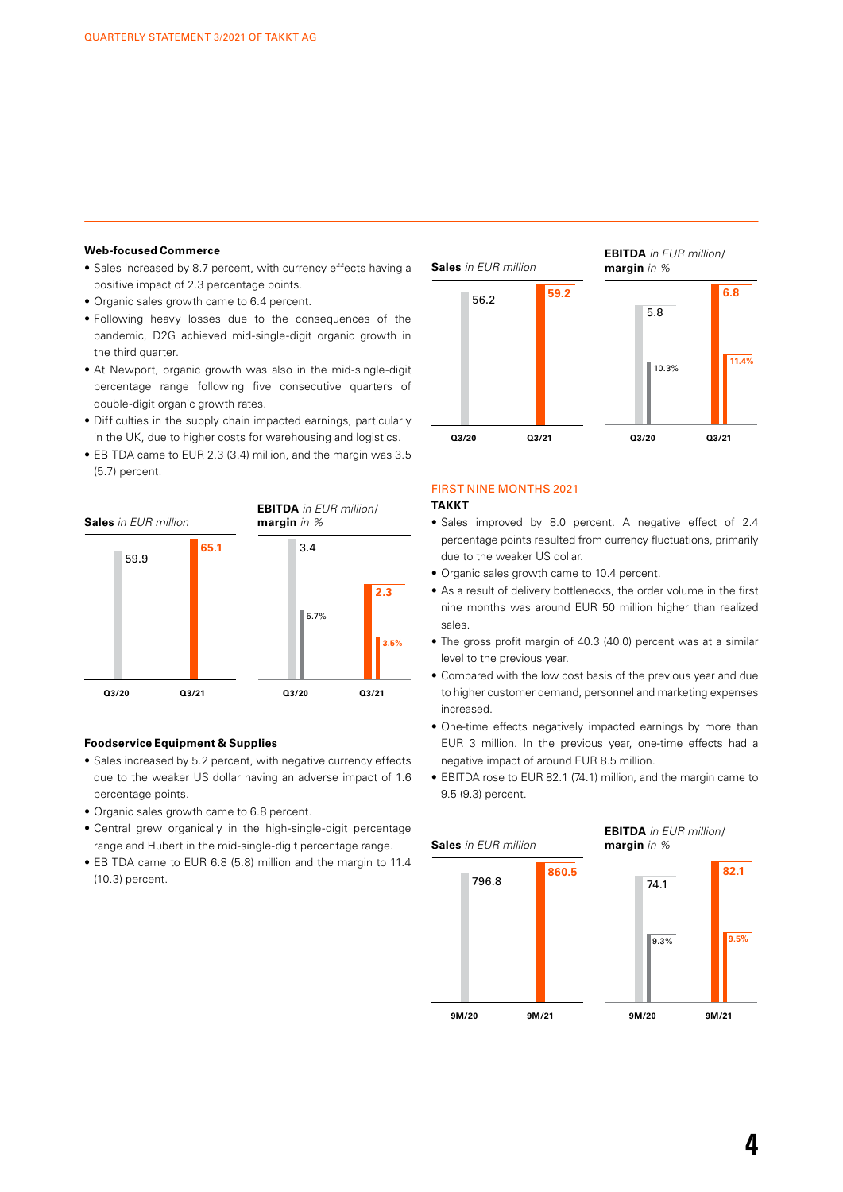### Web-focused Commerce

- Sales increased by 8.7 percent, with currency effects having a positive impact of 2.3 percentage points.
- Organic sales growth came to 6.4 percent.
- Following heavy losses due to the consequences of the pandemic, D2G achieved mid-single-digit organic growth in the third quarter.
- At Newport, organic growth was also in the mid-single-digit percentage range following five consecutive quarters of double-digit organic growth rates.
- Difficulties in the supply chain impacted earnings, particularly in the UK, due to higher costs for warehousing and logistics.
- EBITDA came to EUR 2.3 (3.4) million, and the margin was 3.5 (5.7) percent.

**Sales** *in EUR million*

| | Q3/20 | Q3/21 |
|---|---|---|
| Sales | 59.9 | 65.1 |

**EBITDA** *in EUR million/* **margin** *in %*

| | Q3/20 | Q3/21 |
|---|---|---|
| EBITDA | 3.4 | 2.3 |
| Margin | 5.7% | 3.5% |

### Foodservice Equipment & Supplies

- Sales increased by 5.2 percent, with negative currency effects due to the weaker US dollar having an adverse impact of 1.6 percentage points.
- Organic sales growth came to 6.8 percent.
- Central grew organically in the high-single-digit percentage range and Hubert in the mid-single-digit percentage range.
- EBITDA came to EUR 6.8 (5.8) million and the margin to 11.4 (10.3) percent.

**Sales** *in EUR million*

| | Q3/20 | Q3/21 |
|---|---|---|
| Sales | 56.2 | 59.2 |

**EBITDA** *in EUR million/* **margin** *in %*

| | Q3/20 | Q3/21 |
|---|---|---|
| EBITDA | 5.8 | 6.8 |
| Margin | 10.3% | 11.4% |

## FIRST NINE MONTHS 2021

### TAKKT

- Sales improved by 8.0 percent. A negative effect of 2.4 percentage points resulted from currency fluctuations, primarily due to the weaker US dollar.
- Organic sales growth came to 10.4 percent.
- As a result of delivery bottlenecks, the order volume in the first nine months was around EUR 50 million higher than realized sales.
- The gross profit margin of 40.3 (40.0) percent was at a similar level to the previous year.
- Compared with the low cost basis of the previous year and due to higher customer demand, personnel and marketing expenses increased.
- One-time effects negatively impacted earnings by more than EUR 3 million. In the previous year, one-time effects had a negative impact of around EUR 8.5 million.
- EBITDA rose to EUR 82.1 (74.1) million, and the margin came to 9.5 (9.3) percent.

**Sales** *in EUR million*

| | 9M/20 | 9M/21 |
|---|---|---|
| Sales | 796.8 | 860.5 |

**EBITDA** *in EUR million/* **margin** *in %*

| | 9M/20 | 9M/21 |
|---|---|---|
| EBITDA | 74.1 | 82.1 |
| Margin | 9.3% | 9.5% |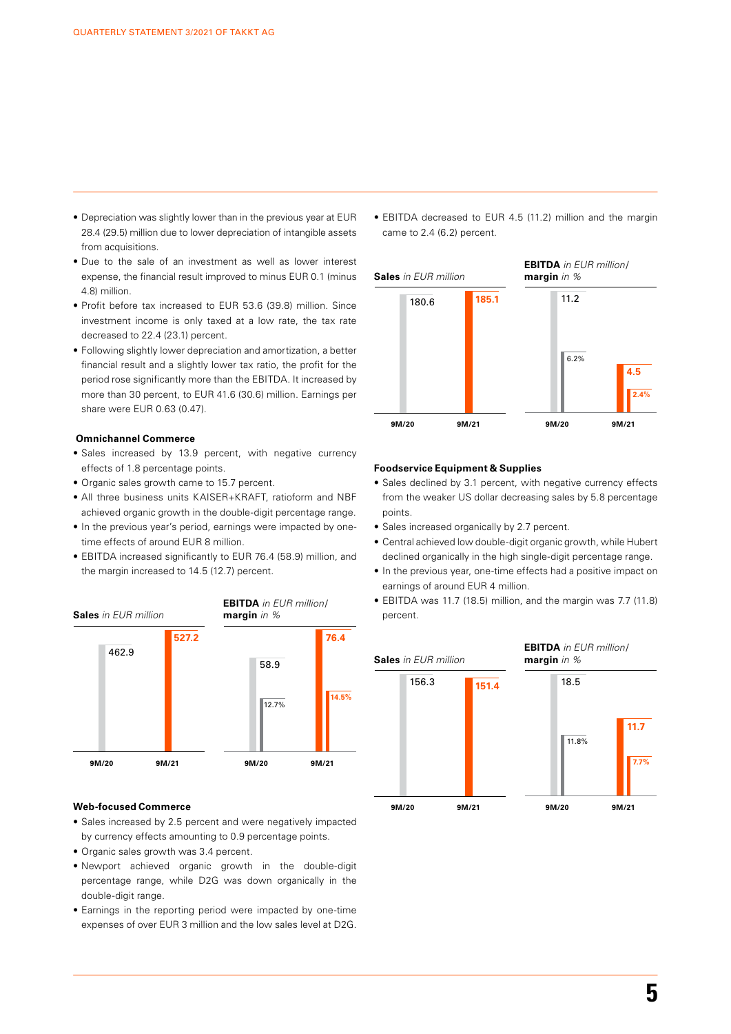- Depreciation was slightly lower than in the previous year at EUR 28.4 (29.5) million due to lower depreciation of intangible assets from acquisitions.
- Due to the sale of an investment as well as lower interest expense, the financial result improved to minus EUR 0.1 (minus 4.8) million.
- Profit before tax increased to EUR 53.6 (39.8) million. Since investment income is only taxed at a low rate, the tax rate decreased to 22.4 (23.1) percent.
- Following slightly lower depreciation and amortization, a better financial result and a slightly lower tax ratio, the profit for the period rose significantly more than the EBITDA. It increased by more than 30 percent, to EUR 41.6 (30.6) million. Earnings per share were EUR 0.63 (0.47).

**Omnichannel Commerce**

- Sales increased by 13.9 percent, with negative currency effects of 1.8 percentage points.
- Organic sales growth came to 15.7 percent.
- All three business units KAISER+KRAFT, ratioform and NBF achieved organic growth in the double-digit percentage range.
- In the previous year's period, earnings were impacted by one-time effects of around EUR 8 million.
- EBITDA increased significantly to EUR 76.4 (58.9) million, and the margin increased to 14.5 (12.7) percent.

**Sales** *in EUR million*

| | 9M/20 | 9M/21 |
|---|---|---|
| Sales | 462.9 | 527.2 |

**EBITDA** *in EUR million*/ **margin** *in %*

| | 9M/20 | 9M/21 |
|---|---|---|
| EBITDA | 58.9 | 76.4 |
| Margin | 12.7% | 14.5% |

**Web-focused Commerce**

- Sales increased by 2.5 percent and were negatively impacted by currency effects amounting to 0.9 percentage points.
- Organic sales growth was 3.4 percent.
- Newport achieved organic growth in the double-digit percentage range, while D2G was down organically in the double-digit range.
- Earnings in the reporting period were impacted by one-time expenses of over EUR 3 million and the low sales level at D2G.
- EBITDA decreased to EUR 4.5 (11.2) million and the margin came to 2.4 (6.2) percent.

**Sales** *in EUR million*

| | 9M/20 | 9M/21 |
|---|---|---|
| Sales | 180.6 | 185.1 |

**EBITDA** *in EUR million*/ **margin** *in %*

| | 9M/20 | 9M/21 |
|---|---|---|
| EBITDA | 11.2 | 4.5 |
| Margin | 6.2% | 2.4% |

**Foodservice Equipment & Supplies**

- Sales declined by 3.1 percent, with negative currency effects from the weaker US dollar decreasing sales by 5.8 percentage points.
- Sales increased organically by 2.7 percent.
- Central achieved low double-digit organic growth, while Hubert declined organically in the high single-digit percentage range.
- In the previous year, one-time effects had a positive impact on earnings of around EUR 4 million.
- EBITDA was 11.7 (18.5) million, and the margin was 7.7 (11.8) percent.

**Sales** *in EUR million*

| | 9M/20 | 9M/21 |
|---|---|---|
| Sales | 156.3 | 151.4 |

**EBITDA** *in EUR million*/ **margin** *in %*

| | 9M/20 | 9M/21 |
|---|---|---|
| EBITDA | 18.5 | 11.7 |
| Margin | 11.8% | 7.7% |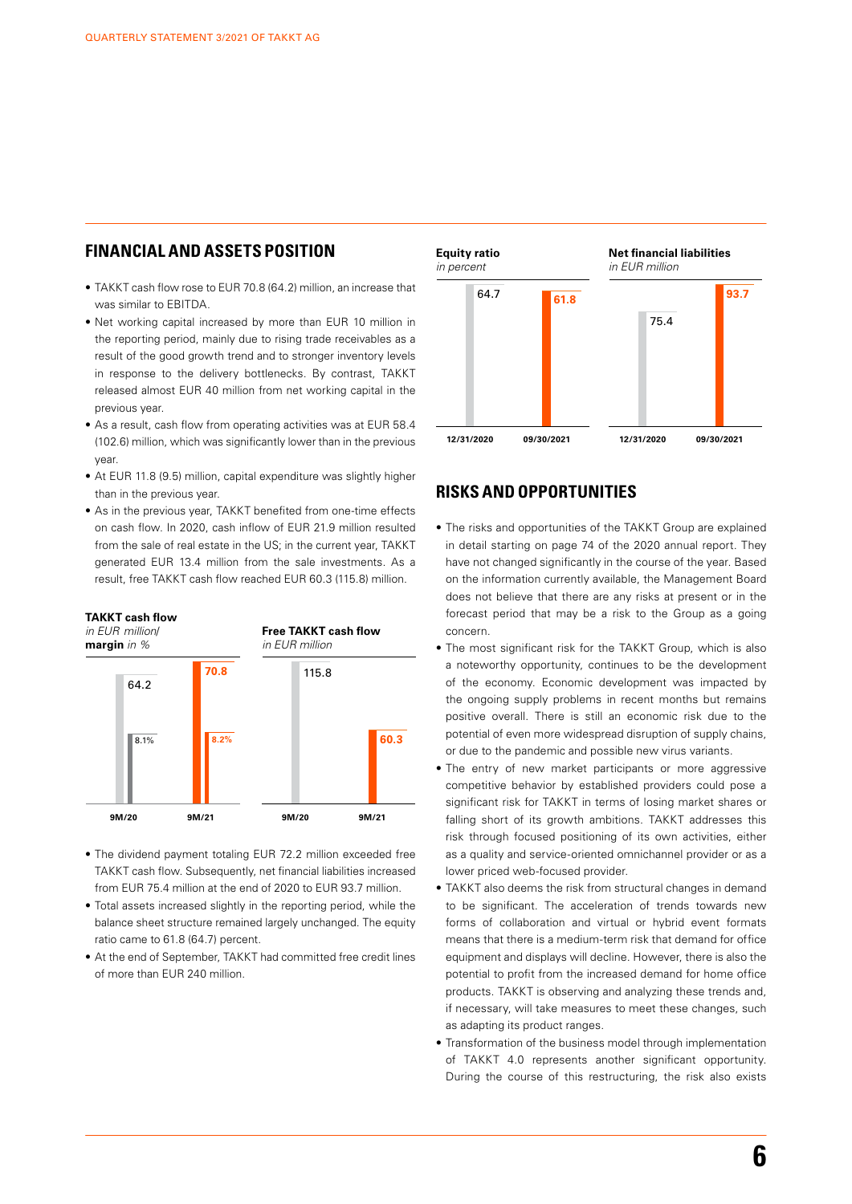## FINANCIAL AND ASSETS POSITION

- TAKKT cash flow rose to EUR 70.8 (64.2) million, an increase that was similar to EBITDA.
- Net working capital increased by more than EUR 10 million in the reporting period, mainly due to rising trade receivables as a result of the good growth trend and to stronger inventory levels in response to the delivery bottlenecks. By contrast, TAKKT released almost EUR 40 million from net working capital in the previous year.
- As a result, cash flow from operating activities was at EUR 58.4 (102.6) million, which was significantly lower than in the previous year.
- At EUR 11.8 (9.5) million, capital expenditure was slightly higher than in the previous year.
- As in the previous year, TAKKT benefited from one-time effects on cash flow. In 2020, cash inflow of EUR 21.9 million resulted from the sale of real estate in the US; in the current year, TAKKT generated EUR 13.4 million from the sale investments. As a result, free TAKKT cash flow reached EUR 60.3 (115.8) million.

**TAKKT cash flow**
*in EUR million/*
**margin** *in %*

| | 9M/20 | 9M/21 |
|---|---|---|
| TAKKT cash flow | 64.2 | 70.8 |
| Margin | 8.1% | 8.2% |

**Free TAKKT cash flow**
*in EUR million*

| 9M/20 | 9M/21 |
|---|---|
| 115.8 | 60.3 |

- The dividend payment totaling EUR 72.2 million exceeded free TAKKT cash flow. Subsequently, net financial liabilities increased from EUR 75.4 million at the end of 2020 to EUR 93.7 million.
- Total assets increased slightly in the reporting period, while the balance sheet structure remained largely unchanged. The equity ratio came to 61.8 (64.7) percent.
- At the end of September, TAKKT had committed free credit lines of more than EUR 240 million.

**Equity ratio**
*in percent*

| 12/31/2020 | 09/30/2021 |
|---|---|
| 64.7 | 61.8 |

**Net financial liabilities**
*in EUR million*

| 12/31/2020 | 09/30/2021 |
|---|---|
| 75.4 | 93.7 |

## RISKS AND OPPORTUNITIES

- The risks and opportunities of the TAKKT Group are explained in detail starting on page 74 of the 2020 annual report. They have not changed significantly in the course of the year. Based on the information currently available, the Management Board does not believe that there are any risks at present or in the forecast period that may be a risk to the Group as a going concern.
- The most significant risk for the TAKKT Group, which is also a noteworthy opportunity, continues to be the development of the economy. Economic development was impacted by the ongoing supply problems in recent months but remains positive overall. There is still an economic risk due to the potential of even more widespread disruption of supply chains, or due to the pandemic and possible new virus variants.
- The entry of new market participants or more aggressive competitive behavior by established providers could pose a significant risk for TAKKT in terms of losing market shares or falling short of its growth ambitions. TAKKT addresses this risk through focused positioning of its own activities, either as a quality and service-oriented omnichannel provider or as a lower priced web-focused provider.
- TAKKT also deems the risk from structural changes in demand to be significant. The acceleration of trends towards new forms of collaboration and virtual or hybrid event formats means that there is a medium-term risk that demand for office equipment and displays will decline. However, there is also the potential to profit from the increased demand for home office products. TAKKT is observing and analyzing these trends and, if necessary, will take measures to meet these changes, such as adapting its product ranges.
- Transformation of the business model through implementation of TAKKT 4.0 represents another significant opportunity. During the course of this restructuring, the risk also exists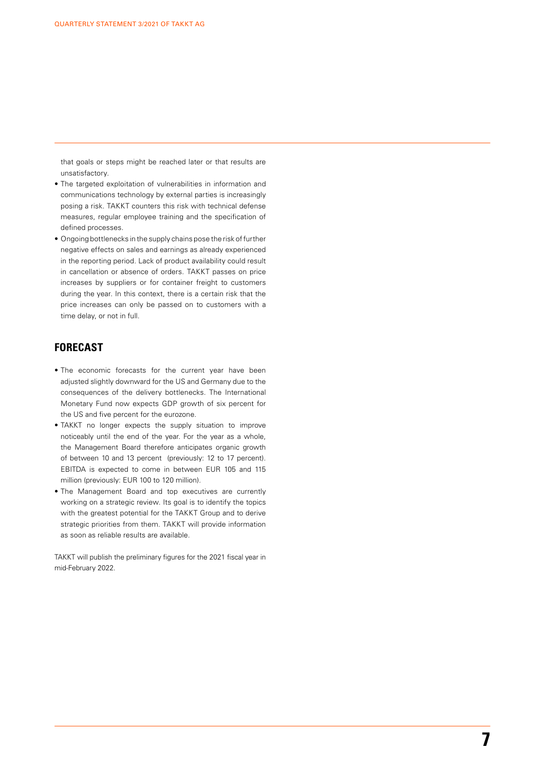that goals or steps might be reached later or that results are unsatisfactory.

- The targeted exploitation of vulnerabilities in information and communications technology by external parties is increasingly posing a risk. TAKKT counters this risk with technical defense measures, regular employee training and the specification of defined processes.
- Ongoing bottlenecks in the supply chains pose the risk of further negative effects on sales and earnings as already experienced in the reporting period. Lack of product availability could result in cancellation or absence of orders. TAKKT passes on price increases by suppliers or for container freight to customers during the year. In this context, there is a certain risk that the price increases can only be passed on to customers with a time delay, or not in full.

## FORECAST

- The economic forecasts for the current year have been adjusted slightly downward for the US and Germany due to the consequences of the delivery bottlenecks. The International Monetary Fund now expects GDP growth of six percent for the US and five percent for the eurozone.
- TAKKT no longer expects the supply situation to improve noticeably until the end of the year. For the year as a whole, the Management Board therefore anticipates organic growth of between 10 and 13 percent (previously: 12 to 17 percent). EBITDA is expected to come in between EUR 105 and 115 million (previously: EUR 100 to 120 million).
- The Management Board and top executives are currently working on a strategic review. Its goal is to identify the topics with the greatest potential for the TAKKT Group and to derive strategic priorities from them. TAKKT will provide information as soon as reliable results are available.

TAKKT will publish the preliminary figures for the 2021 fiscal year in mid-February 2022.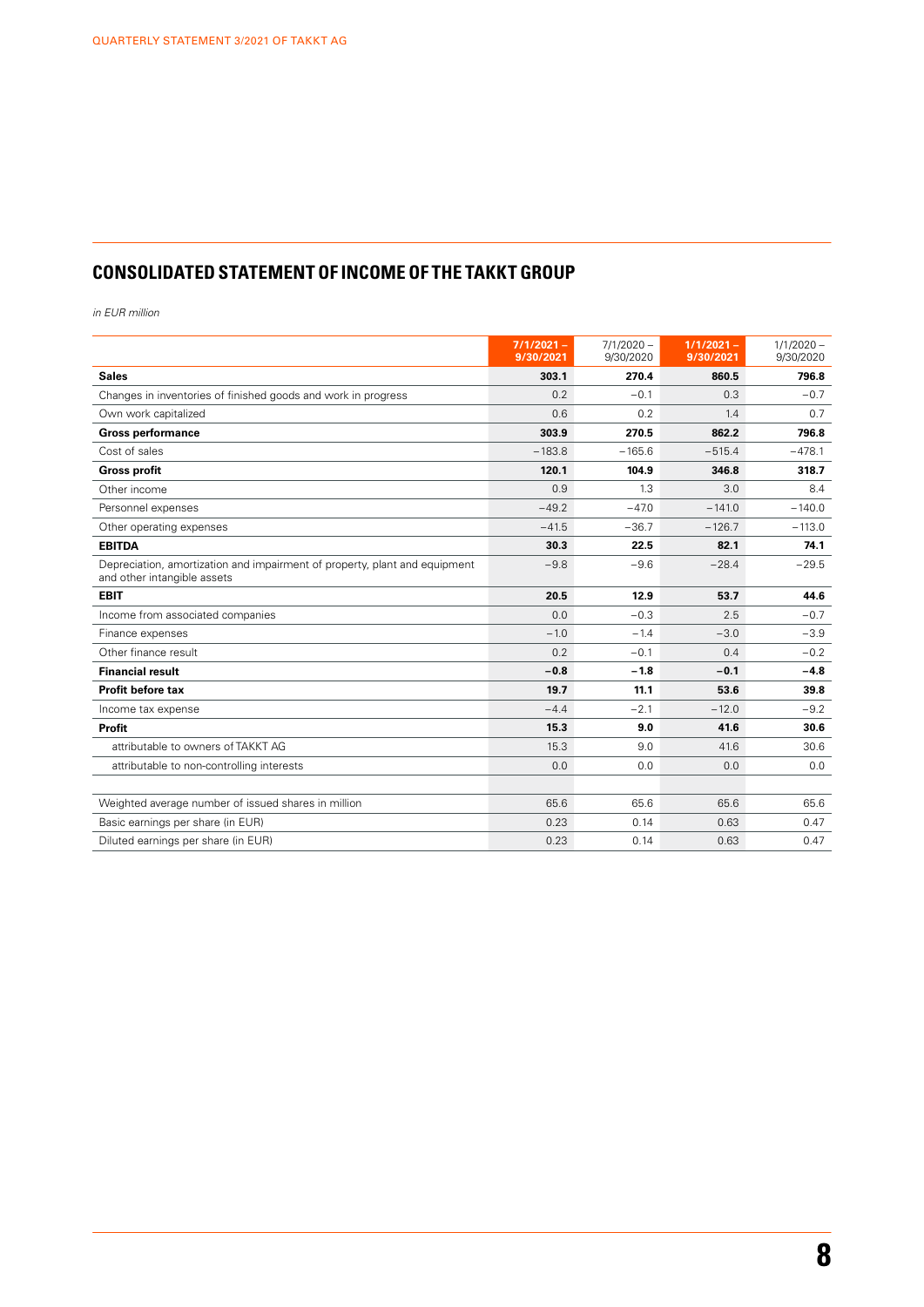## CONSOLIDATED STATEMENT OF INCOME OF THE TAKKT GROUP

*in EUR million*

| | 7/1/2021 – 9/30/2021 | 7/1/2020 – 9/30/2020 | 1/1/2021 – 9/30/2021 | 1/1/2020 – 9/30/2020 |
|---|---|---|---|---|
| **Sales** | **303.1** | **270.4** | **860.5** | **796.8** |
| Changes in inventories of finished goods and work in progress | 0.2 | −0.1 | 0.3 | −0.7 |
| Own work capitalized | 0.6 | 0.2 | 1.4 | 0.7 |
| **Gross performance** | **303.9** | **270.5** | **862.2** | **796.8** |
| Cost of sales | −183.8 | −165.6 | −515.4 | −478.1 |
| **Gross profit** | **120.1** | **104.9** | **346.8** | **318.7** |
| Other income | 0.9 | 1.3 | 3.0 | 8.4 |
| Personnel expenses | −49.2 | −47.0 | −141.0 | −140.0 |
| Other operating expenses | −41.5 | −36.7 | −126.7 | −113.0 |
| **EBITDA** | **30.3** | **22.5** | **82.1** | **74.1** |
| Depreciation, amortization and impairment of property, plant and equipment and other intangible assets | −9.8 | −9.6 | −28.4 | −29.5 |
| **EBIT** | **20.5** | **12.9** | **53.7** | **44.6** |
| Income from associated companies | 0.0 | −0.3 | 2.5 | −0.7 |
| Finance expenses | −1.0 | −1.4 | −3.0 | −3.9 |
| Other finance result | 0.2 | −0.1 | 0.4 | −0.2 |
| **Financial result** | **−0.8** | **−1.8** | **−0.1** | **−4.8** |
| **Profit before tax** | **19.7** | **11.1** | **53.6** | **39.8** |
| Income tax expense | −4.4 | −2.1 | −12.0 | −9.2 |
| **Profit** | **15.3** | **9.0** | **41.6** | **30.6** |
| attributable to owners of TAKKT AG | 15.3 | 9.0 | 41.6 | 30.6 |
| attributable to non-controlling interests | 0.0 | 0.0 | 0.0 | 0.0 |
| | | | | |
| Weighted average number of issued shares in million | 65.6 | 65.6 | 65.6 | 65.6 |
| Basic earnings per share (in EUR) | 0.23 | 0.14 | 0.63 | 0.47 |
| Diluted earnings per share (in EUR) | 0.23 | 0.14 | 0.63 | 0.47 |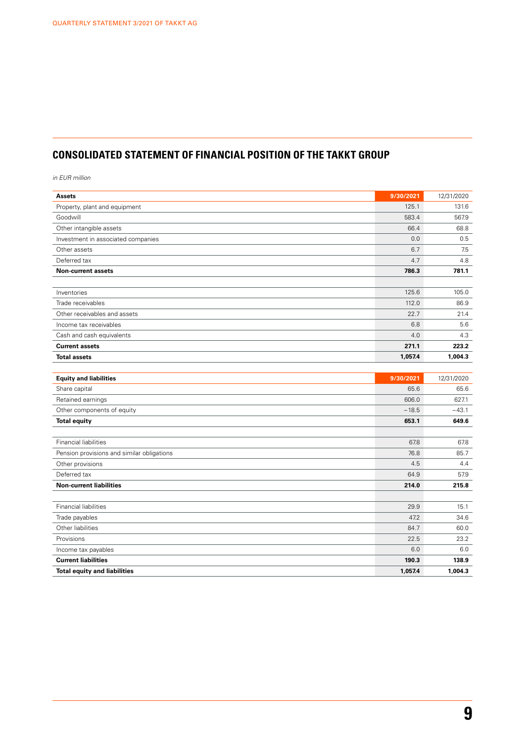## CONSOLIDATED STATEMENT OF FINANCIAL POSITION OF THE TAKKT GROUP

*in EUR million*

| **Assets** | **9/30/2021** | 12/31/2020 |
|---|---|---|
| Property, plant and equipment | 125.1 | 131.6 |
| Goodwill | 583.4 | 567.9 |
| Other intangible assets | 66.4 | 68.8 |
| Investment in associated companies | 0.0 | 0.5 |
| Other assets | 6.7 | 7.5 |
| Deferred tax | 4.7 | 4.8 |
| **Non-current assets** | **786.3** | **781.1** |
| | | |
| Inventories | 125.6 | 105.0 |
| Trade receivables | 112.0 | 86.9 |
| Other receivables and assets | 22.7 | 21.4 |
| Income tax receivables | 6.8 | 5.6 |
| Cash and cash equivalents | 4.0 | 4.3 |
| **Current assets** | **271.1** | **223.2** |
| **Total assets** | **1,057.4** | **1,004.3** |

| **Equity and liabilities** | **9/30/2021** | 12/31/2020 |
|---|---|---|
| Share capital | 65.6 | 65.6 |
| Retained earnings | 606.0 | 627.1 |
| Other components of equity | −18.5 | −43.1 |
| **Total equity** | **653.1** | **649.6** |
| | | |
| Financial liabilities | 67.8 | 67.8 |
| Pension provisions and similar obligations | 76.8 | 85.7 |
| Other provisions | 4.5 | 4.4 |
| Deferred tax | 64.9 | 57.9 |
| **Non-current liabilities** | **214.0** | **215.8** |
| | | |
| Financial liabilities | 29.9 | 15.1 |
| Trade payables | 47.2 | 34.6 |
| Other liabilities | 84.7 | 60.0 |
| Provisions | 22.5 | 23.2 |
| Income tax payables | 6.0 | 6.0 |
| **Current liabilities** | **190.3** | **138.9** |
| **Total equity and liabilities** | **1,057.4** | **1,004.3** |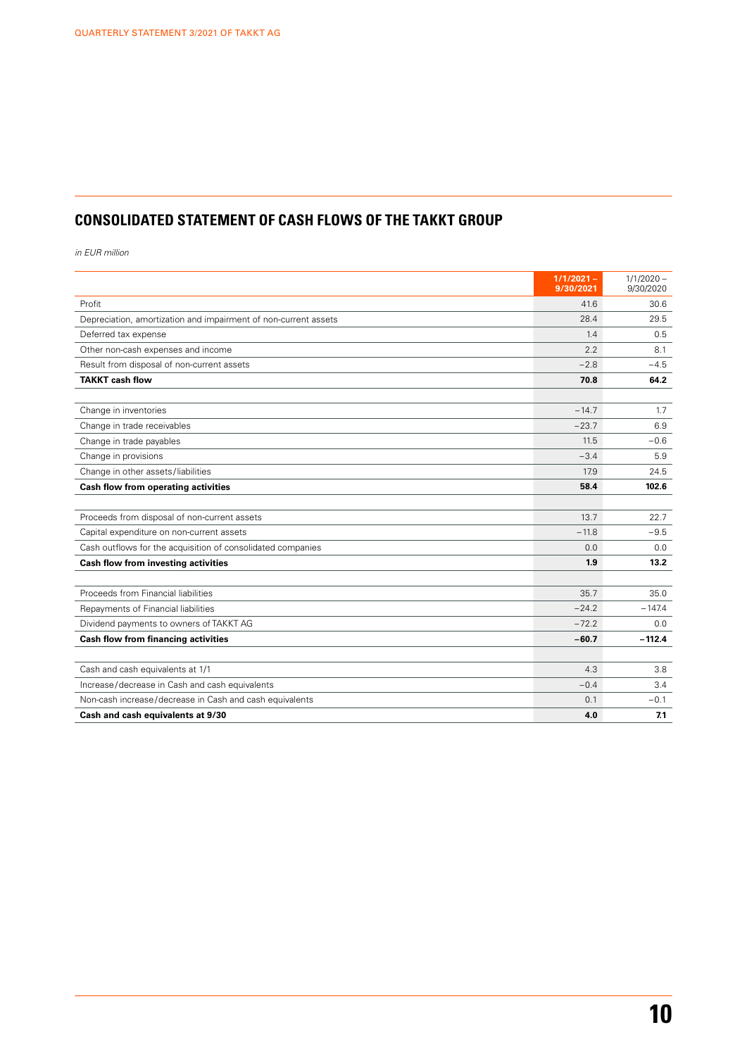## CONSOLIDATED STATEMENT OF CASH FLOWS OF THE TAKKT GROUP

*in EUR million*

| | 1/1/2021 – 9/30/2021 | 1/1/2020 – 9/30/2020 |
|---|---|---|
| Profit | 41.6 | 30.6 |
| Depreciation, amortization and impairment of non-current assets | 28.4 | 29.5 |
| Deferred tax expense | 1.4 | 0.5 |
| Other non-cash expenses and income | 2.2 | 8.1 |
| Result from disposal of non-current assets | −2.8 | −4.5 |
| **TAKKT cash flow** | **70.8** | **64.2** |
| | | |
| Change in inventories | −14.7 | 1.7 |
| Change in trade receivables | −23.7 | 6.9 |
| Change in trade payables | 11.5 | −0.6 |
| Change in provisions | −3.4 | 5.9 |
| Change in other assets/liabilities | 17.9 | 24.5 |
| **Cash flow from operating activities** | **58.4** | **102.6** |
| | | |
| Proceeds from disposal of non-current assets | 13.7 | 22.7 |
| Capital expenditure on non-current assets | −11.8 | −9.5 |
| Cash outflows for the acquisition of consolidated companies | 0.0 | 0.0 |
| **Cash flow from investing activities** | **1.9** | **13.2** |
| | | |
| Proceeds from Financial liabilities | 35.7 | 35.0 |
| Repayments of Financial liabilities | −24.2 | −147.4 |
| Dividend payments to owners of TAKKT AG | −72.2 | 0.0 |
| **Cash flow from financing activities** | **−60.7** | **−112.4** |
| | | |
| Cash and cash equivalents at 1/1 | 4.3 | 3.8 |
| Increase/decrease in Cash and cash equivalents | −0.4 | 3.4 |
| Non-cash increase/decrease in Cash and cash equivalents | 0.1 | −0.1 |
| **Cash and cash equivalents at 9/30** | **4.0** | **7.1** |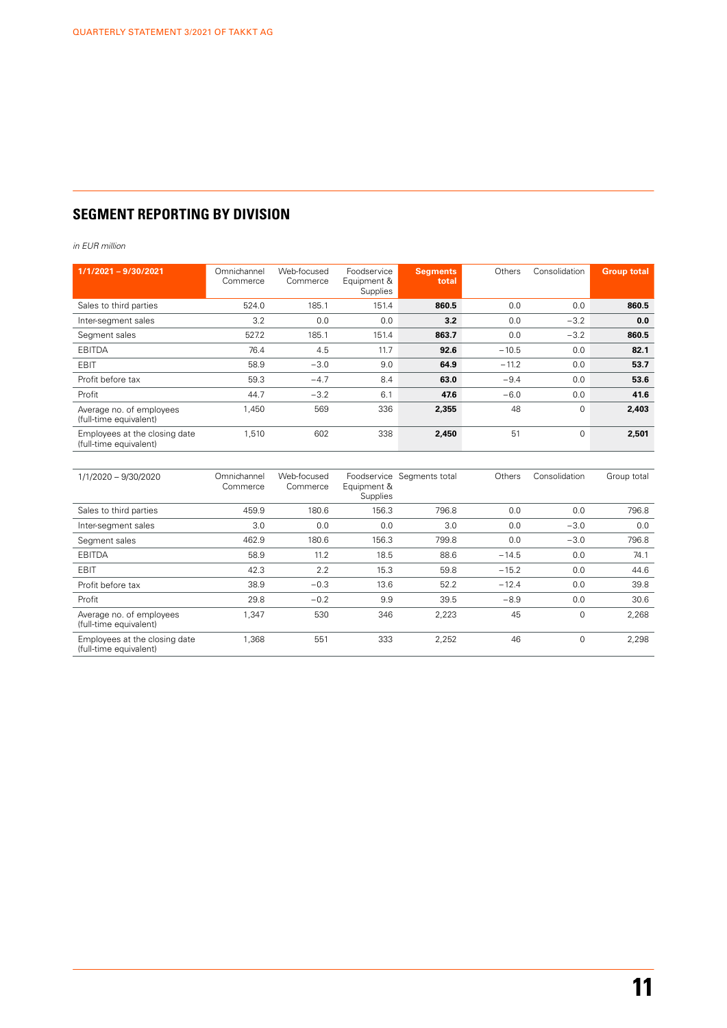## SEGMENT REPORTING BY DIVISION

*in EUR million*

| 1/1/2021 – 9/30/2021 | Omnichannel Commerce | Web-focused Commerce | Foodservice Equipment & Supplies | Segments total | Others | Consolidation | Group total |
|---|---|---|---|---|---|---|---|
| Sales to third parties | 524.0 | 185.1 | 151.4 | **860.5** | 0.0 | 0.0 | **860.5** |
| Inter-segment sales | 3.2 | 0.0 | 0.0 | **3.2** | 0.0 | −3.2 | **0.0** |
| Segment sales | 527.2 | 185.1 | 151.4 | **863.7** | 0.0 | −3.2 | **860.5** |
| EBITDA | 76.4 | 4.5 | 11.7 | **92.6** | −10.5 | 0.0 | **82.1** |
| EBIT | 58.9 | −3.0 | 9.0 | **64.9** | −11.2 | 0.0 | **53.7** |
| Profit before tax | 59.3 | −4.7 | 8.4 | **63.0** | −9.4 | 0.0 | **53.6** |
| Profit | 44.7 | −3.2 | 6.1 | **47.6** | −6.0 | 0.0 | **41.6** |
| Average no. of employees (full-time equivalent) | 1,450 | 569 | 336 | **2,355** | 48 | 0 | **2,403** |
| Employees at the closing date (full-time equivalent) | 1,510 | 602 | 338 | **2,450** | 51 | 0 | **2,501** |

| 1/1/2020 – 9/30/2020 | Omnichannel Commerce | Web-focused Commerce | Foodservice Equipment & Supplies | Segments total | Others | Consolidation | Group total |
|---|---|---|---|---|---|---|---|
| Sales to third parties | 459.9 | 180.6 | 156.3 | 796.8 | 0.0 | 0.0 | 796.8 |
| Inter-segment sales | 3.0 | 0.0 | 0.0 | 3.0 | 0.0 | −3.0 | 0.0 |
| Segment sales | 462.9 | 180.6 | 156.3 | 799.8 | 0.0 | −3.0 | 796.8 |
| EBITDA | 58.9 | 11.2 | 18.5 | 88.6 | −14.5 | 0.0 | 74.1 |
| EBIT | 42.3 | 2.2 | 15.3 | 59.8 | −15.2 | 0.0 | 44.6 |
| Profit before tax | 38.9 | −0.3 | 13.6 | 52.2 | −12.4 | 0.0 | 39.8 |
| Profit | 29.8 | −0.2 | 9.9 | 39.5 | −8.9 | 0.0 | 30.6 |
| Average no. of employees (full-time equivalent) | 1,347 | 530 | 346 | 2,223 | 45 | 0 | 2,268 |
| Employees at the closing date (full-time equivalent) | 1,368 | 551 | 333 | 2,252 | 46 | 0 | 2,298 |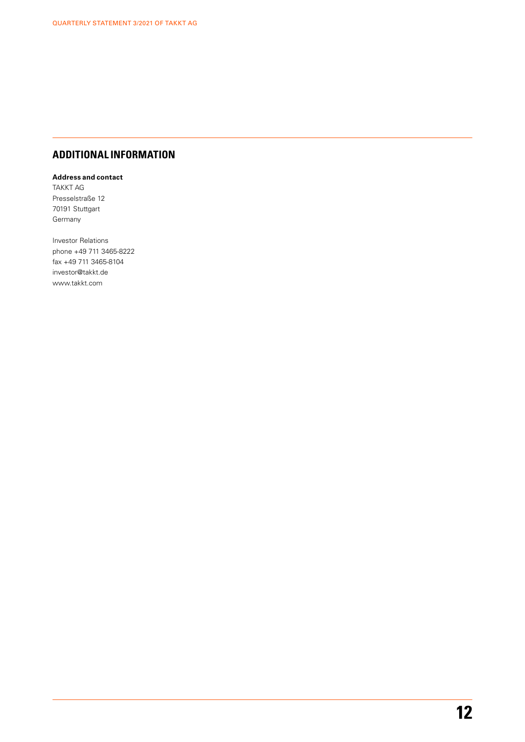## ADDITIONAL INFORMATION

**Address and contact**
TAKKT AG
Presselstraße 12
70191 Stuttgart
Germany

Investor Relations
phone +49 711 3465-8222
fax +49 711 3465-8104
investor@takkt.de
www.takkt.com